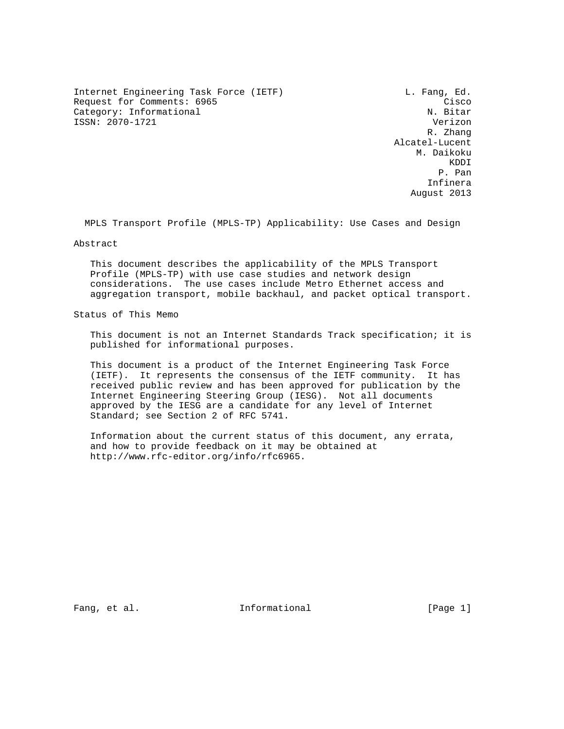Internet Engineering Task Force (IETF)  
Request for Comments: 6965  
Category: Informational  
ISSN: 2070-1721

L. Fang, Ed.  
Cisco  
N. Bitar  
Verizon  
R. Zhang  
Alcatel-Lucent  
M. Daikoku  
KDDI  
P. Pan  
Infinera  
August 2013

# MPLS Transport Profile (MPLS-TP) Applicability: Use Cases and Design

## Abstract

This document describes the applicability of the MPLS Transport Profile (MPLS-TP) with use case studies and network design considerations. The use cases include Metro Ethernet access and aggregation transport, mobile backhaul, and packet optical transport.

## Status of This Memo

This document is not an Internet Standards Track specification; it is published for informational purposes.

This document is a product of the Internet Engineering Task Force (IETF). It represents the consensus of the IETF community. It has received public review and has been approved for publication by the Internet Engineering Steering Group (IESG). Not all documents approved by the IESG are a candidate for any level of Internet Standard; see Section 2 of RFC 5741.

Information about the current status of this document, any errata, and how to provide feedback on it may be obtained at http://www.rfc-editor.org/info/rfc6965.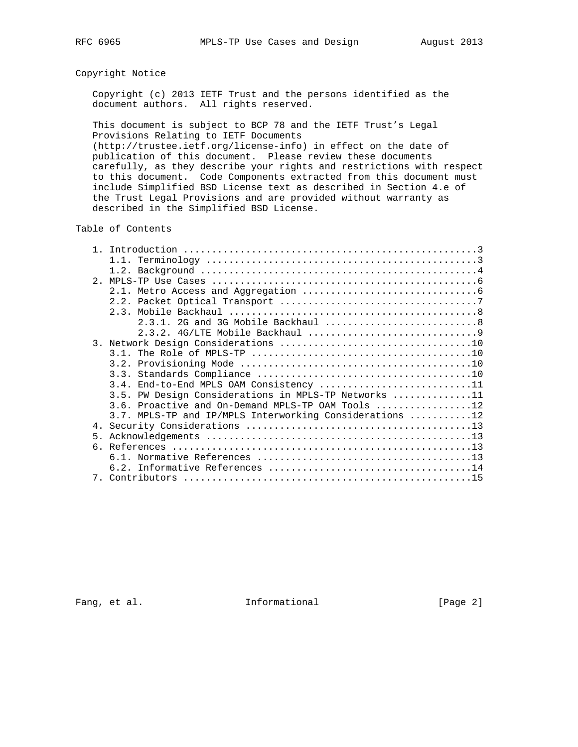## Copyright Notice

Copyright (c) 2013 IETF Trust and the persons identified as the document authors. All rights reserved.

This document is subject to BCP 78 and the IETF Trust's Legal Provisions Relating to IETF Documents (http://trustee.ietf.org/license-info) in effect on the date of publication of this document. Please review these documents carefully, as they describe your rights and restrictions with respect to this document. Code Components extracted from this document must include Simplified BSD License text as described in Section 4.e of the Trust Legal Provisions and are provided without warranty as described in the Simplified BSD License.

## Table of Contents

```
   1. Introduction ....................................................3
      1.1. Terminology ................................................3
      1.2. Background .................................................4
   2. MPLS-TP Use Cases ...............................................6
      2.1. Metro Access and Aggregation ...............................6
      2.2. Packet Optical Transport ...................................7
      2.3. Mobile Backhaul ............................................8
           2.3.1. 2G and 3G Mobile Backhaul ...........................8
           2.3.2. 4G/LTE Mobile Backhaul ..............................9
   3. Network Design Considerations ..................................10
      3.1. The Role of MPLS-TP .......................................10
      3.2. Provisioning Mode .........................................10
      3.3. Standards Compliance ......................................10
      3.4. End-to-End MPLS OAM Consistency ...........................11
      3.5. PW Design Considerations in MPLS-TP Networks ..............11
      3.6. Proactive and On-Demand MPLS-TP OAM Tools .................12
      3.7. MPLS-TP and IP/MPLS Interworking Considerations ...........12
   4. Security Considerations ........................................13
   5. Acknowledgements ...............................................13
   6. References .....................................................13
      6.1. Normative References ......................................13
      6.2. Informative References ....................................14
   7. Contributors ...................................................15
```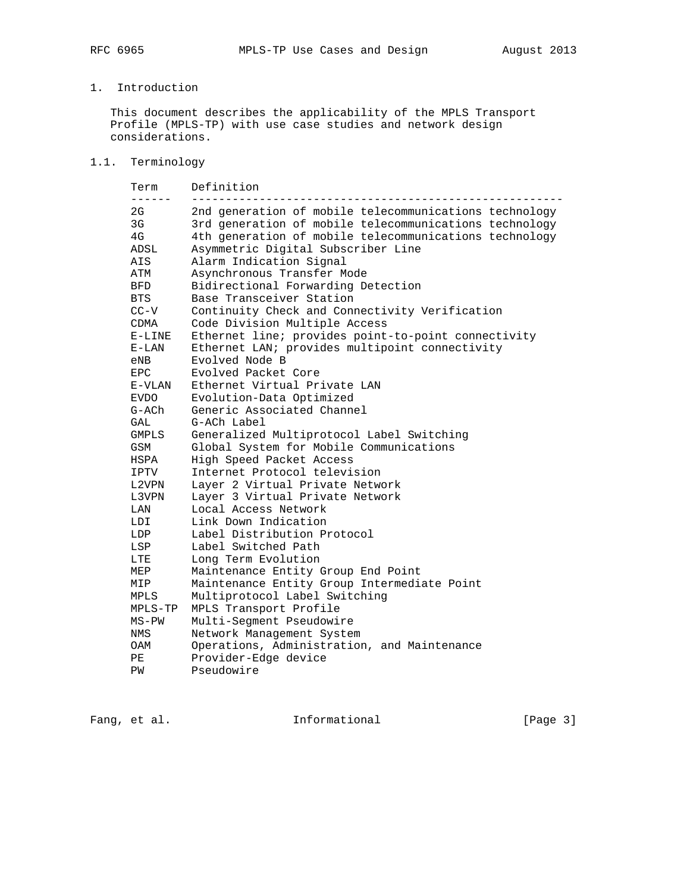# 1. Introduction

This document describes the applicability of the MPLS Transport Profile (MPLS-TP) with use case studies and network design considerations.

## 1.1. Terminology

| Term | Definition |
| --- | --- |
| 2G | 2nd generation of mobile telecommunications technology |
| 3G | 3rd generation of mobile telecommunications technology |
| 4G | 4th generation of mobile telecommunications technology |
| ADSL | Asymmetric Digital Subscriber Line |
| AIS | Alarm Indication Signal |
| ATM | Asynchronous Transfer Mode |
| BFD | Bidirectional Forwarding Detection |
| BTS | Base Transceiver Station |
| CC-V | Continuity Check and Connectivity Verification |
| CDMA | Code Division Multiple Access |
| E-LINE | Ethernet line; provides point-to-point connectivity |
| E-LAN | Ethernet LAN; provides multipoint connectivity |
| eNB | Evolved Node B |
| EPC | Evolved Packet Core |
| E-VLAN | Ethernet Virtual Private LAN |
| EVDO | Evolution-Data Optimized |
| G-ACh | Generic Associated Channel |
| GAL | G-ACh Label |
| GMPLS | Generalized Multiprotocol Label Switching |
| GSM | Global System for Mobile Communications |
| HSPA | High Speed Packet Access |
| IPTV | Internet Protocol television |
| L2VPN | Layer 2 Virtual Private Network |
| L3VPN | Layer 3 Virtual Private Network |
| LAN | Local Access Network |
| LDI | Link Down Indication |
| LDP | Label Distribution Protocol |
| LSP | Label Switched Path |
| LTE | Long Term Evolution |
| MEP | Maintenance Entity Group End Point |
| MIP | Maintenance Entity Group Intermediate Point |
| MPLS | Multiprotocol Label Switching |
| MPLS-TP | MPLS Transport Profile |
| MS-PW | Multi-Segment Pseudowire |
| NMS | Network Management System |
| OAM | Operations, Administration, and Maintenance |
| PE | Provider-Edge device |
| PW | Pseudowire |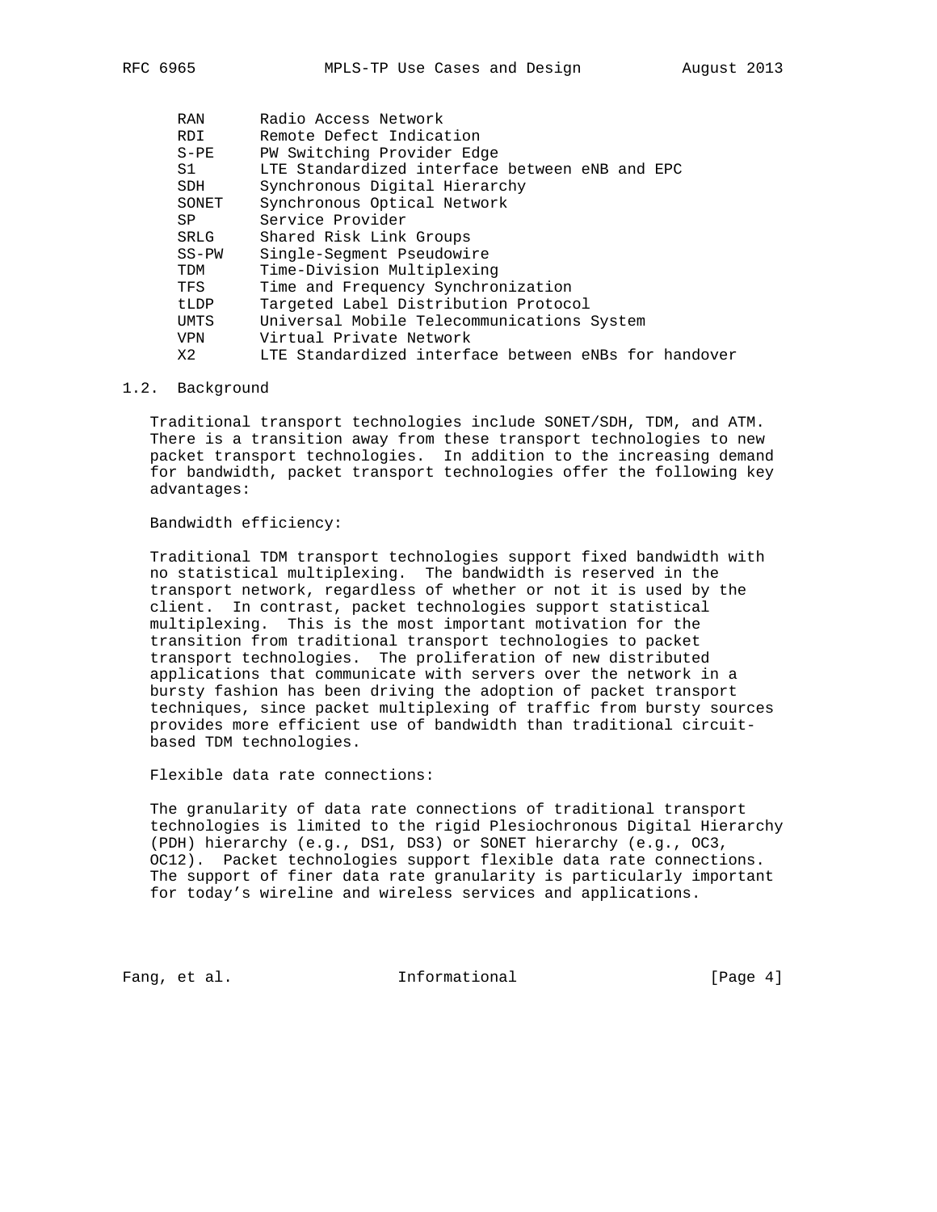| | |
|---|---|
| RAN | Radio Access Network |
| RDI | Remote Defect Indication |
| S-PE | PW Switching Provider Edge |
| S1 | LTE Standardized interface between eNB and EPC |
| SDH | Synchronous Digital Hierarchy |
| SONET | Synchronous Optical Network |
| SP | Service Provider |
| SRLG | Shared Risk Link Groups |
| SS-PW | Single-Segment Pseudowire |
| TDM | Time-Division Multiplexing |
| TFS | Time and Frequency Synchronization |
| tLDP | Targeted Label Distribution Protocol |
| UMTS | Universal Mobile Telecommunications System |
| VPN | Virtual Private Network |
| X2 | LTE Standardized interface between eNBs for handover |

## 1.2. Background

Traditional transport technologies include SONET/SDH, TDM, and ATM. There is a transition away from these transport technologies to new packet transport technologies. In addition to the increasing demand for bandwidth, packet transport technologies offer the following key advantages:

Bandwidth efficiency:

Traditional TDM transport technologies support fixed bandwidth with no statistical multiplexing. The bandwidth is reserved in the transport network, regardless of whether or not it is used by the client. In contrast, packet technologies support statistical multiplexing. This is the most important motivation for the transition from traditional transport technologies to packet transport technologies. The proliferation of new distributed applications that communicate with servers over the network in a bursty fashion has been driving the adoption of packet transport techniques, since packet multiplexing of traffic from bursty sources provides more efficient use of bandwidth than traditional circuit-based TDM technologies.

Flexible data rate connections:

The granularity of data rate connections of traditional transport technologies is limited to the rigid Plesiochronous Digital Hierarchy (PDH) hierarchy (e.g., DS1, DS3) or SONET hierarchy (e.g., OC3, OC12). Packet technologies support flexible data rate connections. The support of finer data rate granularity is particularly important for today's wireline and wireless services and applications.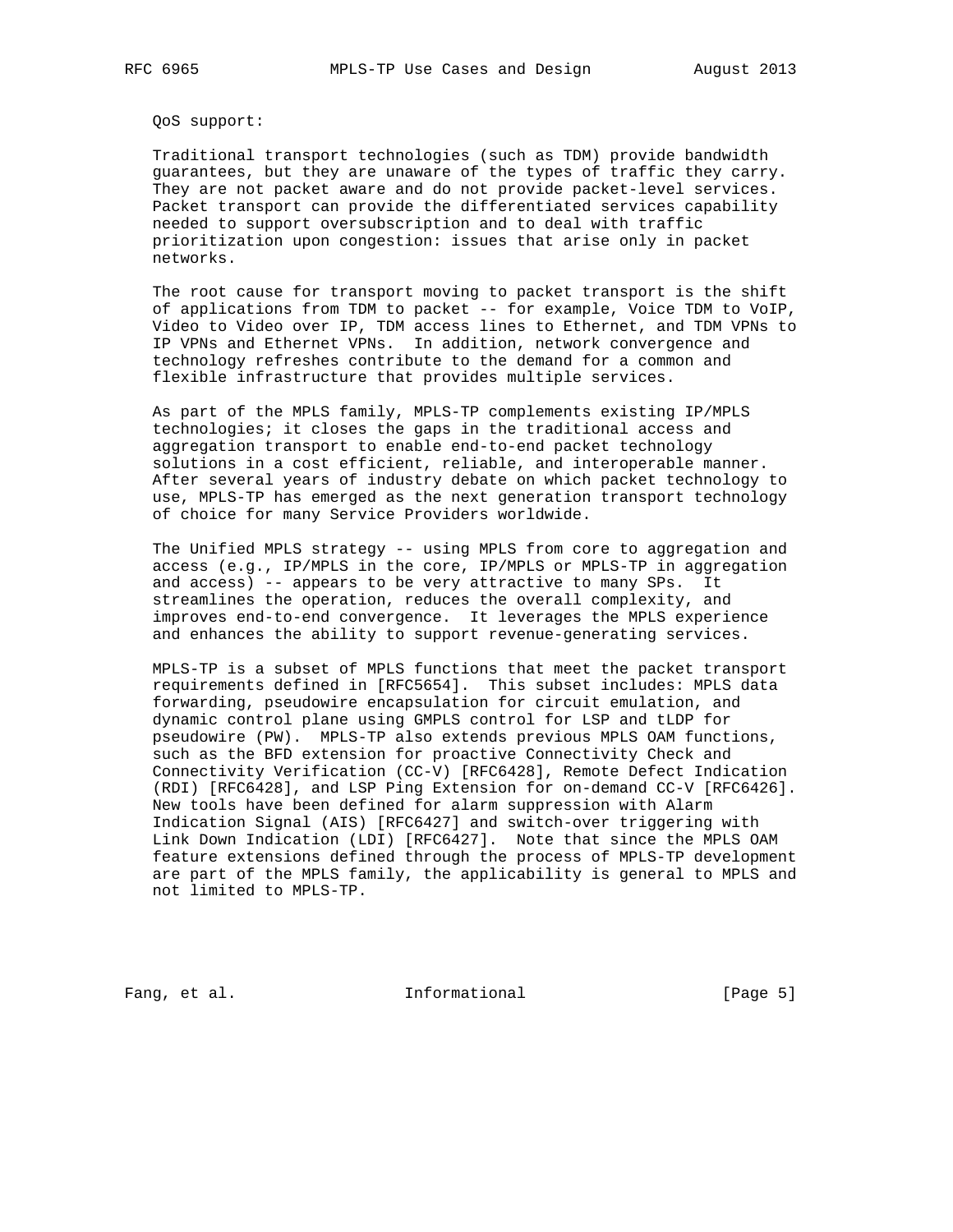QoS support:

Traditional transport technologies (such as TDM) provide bandwidth guarantees, but they are unaware of the types of traffic they carry. They are not packet aware and do not provide packet-level services. Packet transport can provide the differentiated services capability needed to support oversubscription and to deal with traffic prioritization upon congestion: issues that arise only in packet networks.

The root cause for transport moving to packet transport is the shift of applications from TDM to packet -- for example, Voice TDM to VoIP, Video to Video over IP, TDM access lines to Ethernet, and TDM VPNs to IP VPNs and Ethernet VPNs. In addition, network convergence and technology refreshes contribute to the demand for a common and flexible infrastructure that provides multiple services.

As part of the MPLS family, MPLS-TP complements existing IP/MPLS technologies; it closes the gaps in the traditional access and aggregation transport to enable end-to-end packet technology solutions in a cost efficient, reliable, and interoperable manner. After several years of industry debate on which packet technology to use, MPLS-TP has emerged as the next generation transport technology of choice for many Service Providers worldwide.

The Unified MPLS strategy -- using MPLS from core to aggregation and access (e.g., IP/MPLS in the core, IP/MPLS or MPLS-TP in aggregation and access) -- appears to be very attractive to many SPs. It streamlines the operation, reduces the overall complexity, and improves end-to-end convergence. It leverages the MPLS experience and enhances the ability to support revenue-generating services.

MPLS-TP is a subset of MPLS functions that meet the packet transport requirements defined in [RFC5654]. This subset includes: MPLS data forwarding, pseudowire encapsulation for circuit emulation, and dynamic control plane using GMPLS control for LSP and tLDP for pseudowire (PW). MPLS-TP also extends previous MPLS OAM functions, such as the BFD extension for proactive Connectivity Check and Connectivity Verification (CC-V) [RFC6428], Remote Defect Indication (RDI) [RFC6428], and LSP Ping Extension for on-demand CC-V [RFC6426]. New tools have been defined for alarm suppression with Alarm Indication Signal (AIS) [RFC6427] and switch-over triggering with Link Down Indication (LDI) [RFC6427]. Note that since the MPLS OAM feature extensions defined through the process of MPLS-TP development are part of the MPLS family, the applicability is general to MPLS and not limited to MPLS-TP.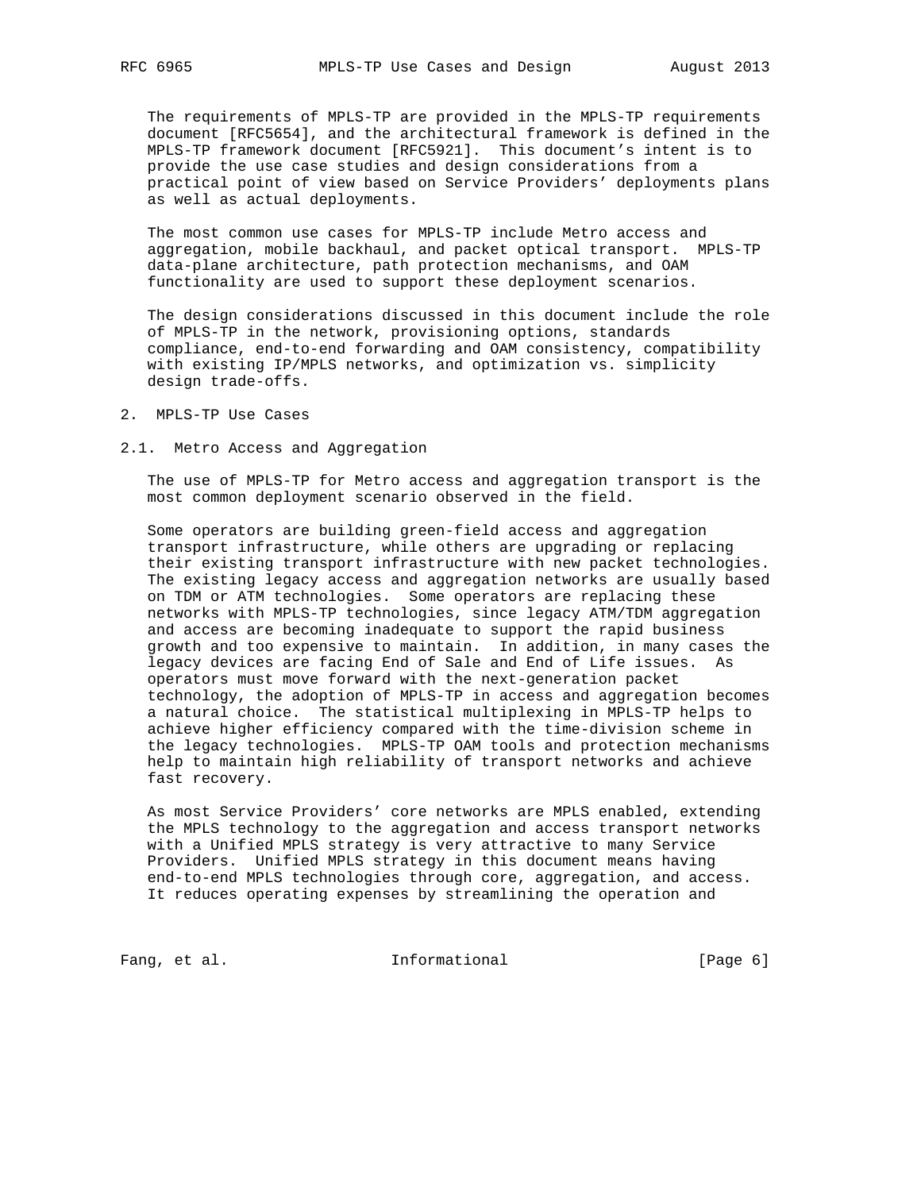The requirements of MPLS-TP are provided in the MPLS-TP requirements document [RFC5654], and the architectural framework is defined in the MPLS-TP framework document [RFC5921]. This document's intent is to provide the use case studies and design considerations from a practical point of view based on Service Providers' deployments plans as well as actual deployments.

The most common use cases for MPLS-TP include Metro access and aggregation, mobile backhaul, and packet optical transport. MPLS-TP data-plane architecture, path protection mechanisms, and OAM functionality are used to support these deployment scenarios.

The design considerations discussed in this document include the role of MPLS-TP in the network, provisioning options, standards compliance, end-to-end forwarding and OAM consistency, compatibility with existing IP/MPLS networks, and optimization vs. simplicity design trade-offs.

## 2. MPLS-TP Use Cases

### 2.1. Metro Access and Aggregation

The use of MPLS-TP for Metro access and aggregation transport is the most common deployment scenario observed in the field.

Some operators are building green-field access and aggregation transport infrastructure, while others are upgrading or replacing their existing transport infrastructure with new packet technologies. The existing legacy access and aggregation networks are usually based on TDM or ATM technologies. Some operators are replacing these networks with MPLS-TP technologies, since legacy ATM/TDM aggregation and access are becoming inadequate to support the rapid business growth and too expensive to maintain. In addition, in many cases the legacy devices are facing End of Sale and End of Life issues. As operators must move forward with the next-generation packet technology, the adoption of MPLS-TP in access and aggregation becomes a natural choice. The statistical multiplexing in MPLS-TP helps to achieve higher efficiency compared with the time-division scheme in the legacy technologies. MPLS-TP OAM tools and protection mechanisms help to maintain high reliability of transport networks and achieve fast recovery.

As most Service Providers' core networks are MPLS enabled, extending the MPLS technology to the aggregation and access transport networks with a Unified MPLS strategy is very attractive to many Service Providers. Unified MPLS strategy in this document means having end-to-end MPLS technologies through core, aggregation, and access. It reduces operating expenses by streamlining the operation and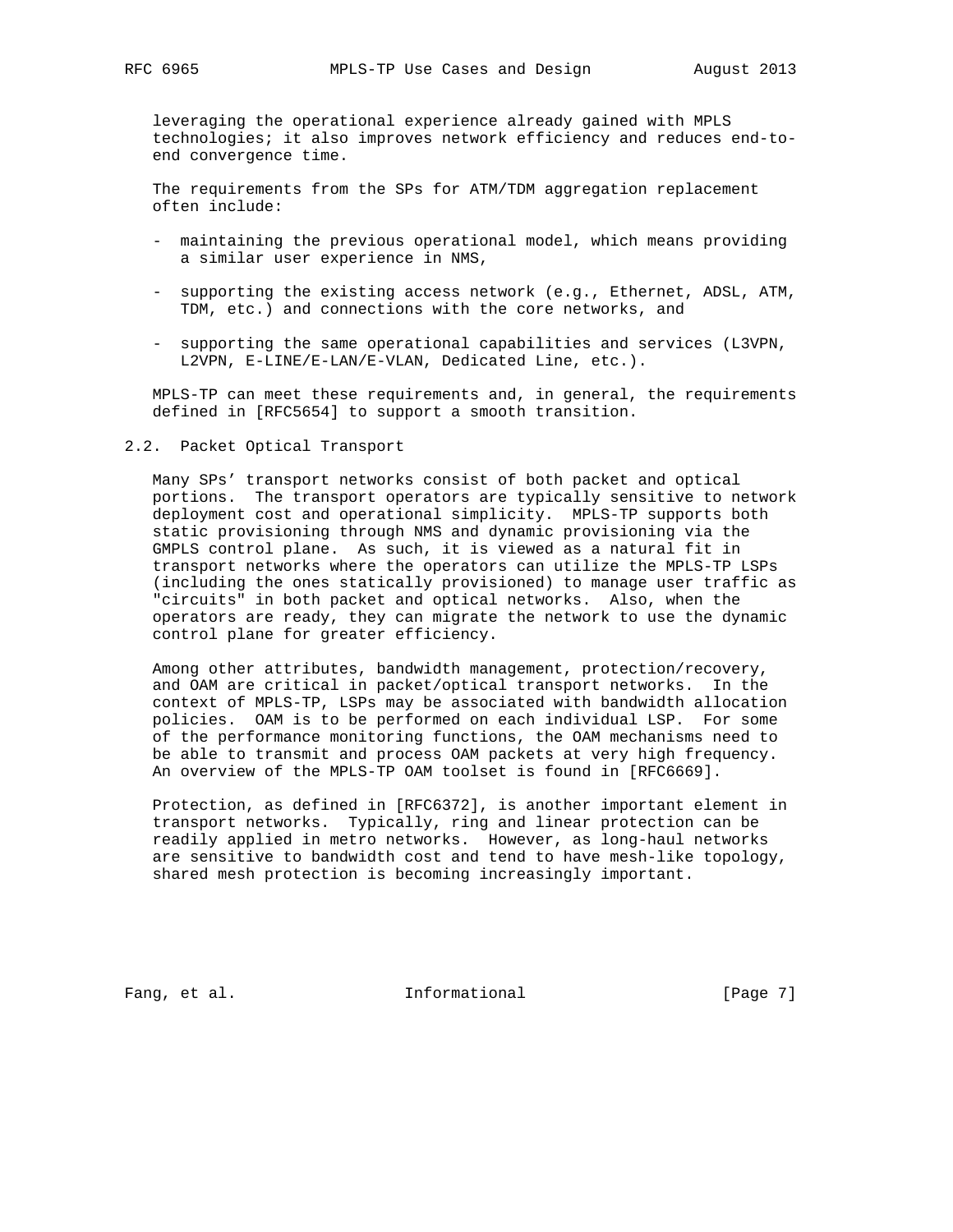leveraging the operational experience already gained with MPLS technologies; it also improves network efficiency and reduces end-to-end convergence time.

The requirements from the SPs for ATM/TDM aggregation replacement often include:

- maintaining the previous operational model, which means providing a similar user experience in NMS,
- supporting the existing access network (e.g., Ethernet, ADSL, ATM, TDM, etc.) and connections with the core networks, and
- supporting the same operational capabilities and services (L3VPN, L2VPN, E-LINE/E-LAN/E-VLAN, Dedicated Line, etc.).

MPLS-TP can meet these requirements and, in general, the requirements defined in [RFC5654] to support a smooth transition.

## 2.2. Packet Optical Transport

Many SPs' transport networks consist of both packet and optical portions. The transport operators are typically sensitive to network deployment cost and operational simplicity. MPLS-TP supports both static provisioning through NMS and dynamic provisioning via the GMPLS control plane. As such, it is viewed as a natural fit in transport networks where the operators can utilize the MPLS-TP LSPs (including the ones statically provisioned) to manage user traffic as "circuits" in both packet and optical networks. Also, when the operators are ready, they can migrate the network to use the dynamic control plane for greater efficiency.

Among other attributes, bandwidth management, protection/recovery, and OAM are critical in packet/optical transport networks. In the context of MPLS-TP, LSPs may be associated with bandwidth allocation policies. OAM is to be performed on each individual LSP. For some of the performance monitoring functions, the OAM mechanisms need to be able to transmit and process OAM packets at very high frequency. An overview of the MPLS-TP OAM toolset is found in [RFC6669].

Protection, as defined in [RFC6372], is another important element in transport networks. Typically, ring and linear protection can be readily applied in metro networks. However, as long-haul networks are sensitive to bandwidth cost and tend to have mesh-like topology, shared mesh protection is becoming increasingly important.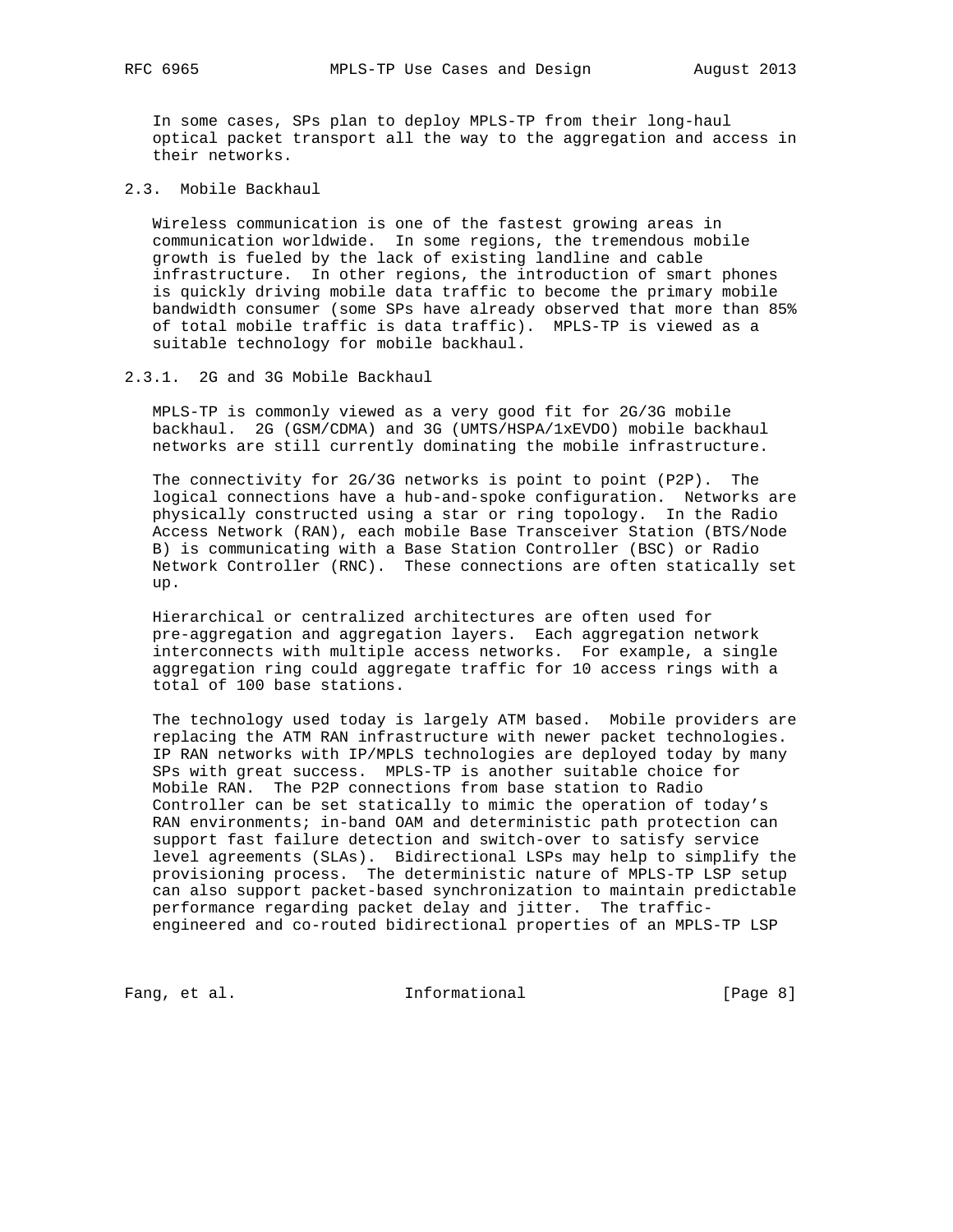In some cases, SPs plan to deploy MPLS-TP from their long-haul optical packet transport all the way to the aggregation and access in their networks.

### 2.3. Mobile Backhaul

Wireless communication is one of the fastest growing areas in communication worldwide. In some regions, the tremendous mobile growth is fueled by the lack of existing landline and cable infrastructure. In other regions, the introduction of smart phones is quickly driving mobile data traffic to become the primary mobile bandwidth consumer (some SPs have already observed that more than 85% of total mobile traffic is data traffic). MPLS-TP is viewed as a suitable technology for mobile backhaul.

#### 2.3.1. 2G and 3G Mobile Backhaul

MPLS-TP is commonly viewed as a very good fit for 2G/3G mobile backhaul. 2G (GSM/CDMA) and 3G (UMTS/HSPA/1xEVDO) mobile backhaul networks are still currently dominating the mobile infrastructure.

The connectivity for 2G/3G networks is point to point (P2P). The logical connections have a hub-and-spoke configuration. Networks are physically constructed using a star or ring topology. In the Radio Access Network (RAN), each mobile Base Transceiver Station (BTS/Node B) is communicating with a Base Station Controller (BSC) or Radio Network Controller (RNC). These connections are often statically set up.

Hierarchical or centralized architectures are often used for pre-aggregation and aggregation layers. Each aggregation network interconnects with multiple access networks. For example, a single aggregation ring could aggregate traffic for 10 access rings with a total of 100 base stations.

The technology used today is largely ATM based. Mobile providers are replacing the ATM RAN infrastructure with newer packet technologies. IP RAN networks with IP/MPLS technologies are deployed today by many SPs with great success. MPLS-TP is another suitable choice for Mobile RAN. The P2P connections from base station to Radio Controller can be set statically to mimic the operation of today's RAN environments; in-band OAM and deterministic path protection can support fast failure detection and switch-over to satisfy service level agreements (SLAs). Bidirectional LSPs may help to simplify the provisioning process. The deterministic nature of MPLS-TP LSP setup can also support packet-based synchronization to maintain predictable performance regarding packet delay and jitter. The traffic-engineered and co-routed bidirectional properties of an MPLS-TP LSP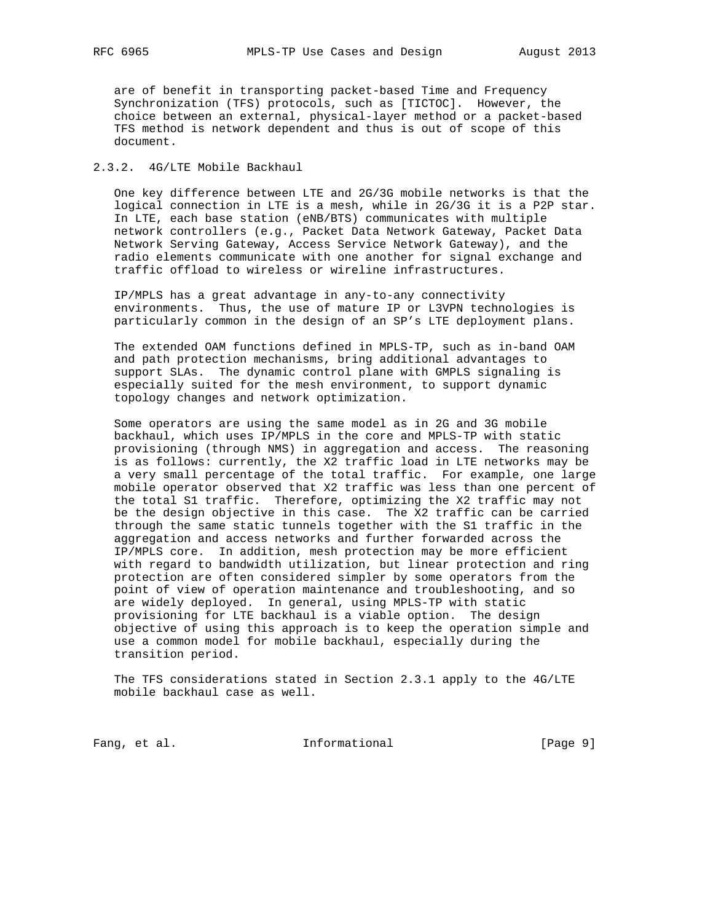are of benefit in transporting packet-based Time and Frequency Synchronization (TFS) protocols, such as [TICTOC]. However, the choice between an external, physical-layer method or a packet-based TFS method is network dependent and thus is out of scope of this document.

### 2.3.2. 4G/LTE Mobile Backhaul

One key difference between LTE and 2G/3G mobile networks is that the logical connection in LTE is a mesh, while in 2G/3G it is a P2P star. In LTE, each base station (eNB/BTS) communicates with multiple network controllers (e.g., Packet Data Network Gateway, Packet Data Network Serving Gateway, Access Service Network Gateway), and the radio elements communicate with one another for signal exchange and traffic offload to wireless or wireline infrastructures.

IP/MPLS has a great advantage in any-to-any connectivity environments. Thus, the use of mature IP or L3VPN technologies is particularly common in the design of an SP's LTE deployment plans.

The extended OAM functions defined in MPLS-TP, such as in-band OAM and path protection mechanisms, bring additional advantages to support SLAs. The dynamic control plane with GMPLS signaling is especially suited for the mesh environment, to support dynamic topology changes and network optimization.

Some operators are using the same model as in 2G and 3G mobile backhaul, which uses IP/MPLS in the core and MPLS-TP with static provisioning (through NMS) in aggregation and access. The reasoning is as follows: currently, the X2 traffic load in LTE networks may be a very small percentage of the total traffic. For example, one large mobile operator observed that X2 traffic was less than one percent of the total S1 traffic. Therefore, optimizing the X2 traffic may not be the design objective in this case. The X2 traffic can be carried through the same static tunnels together with the S1 traffic in the aggregation and access networks and further forwarded across the IP/MPLS core. In addition, mesh protection may be more efficient with regard to bandwidth utilization, but linear protection and ring protection are often considered simpler by some operators from the point of view of operation maintenance and troubleshooting, and so are widely deployed. In general, using MPLS-TP with static provisioning for LTE backhaul is a viable option. The design objective of using this approach is to keep the operation simple and use a common model for mobile backhaul, especially during the transition period.

The TFS considerations stated in Section 2.3.1 apply to the 4G/LTE mobile backhaul case as well.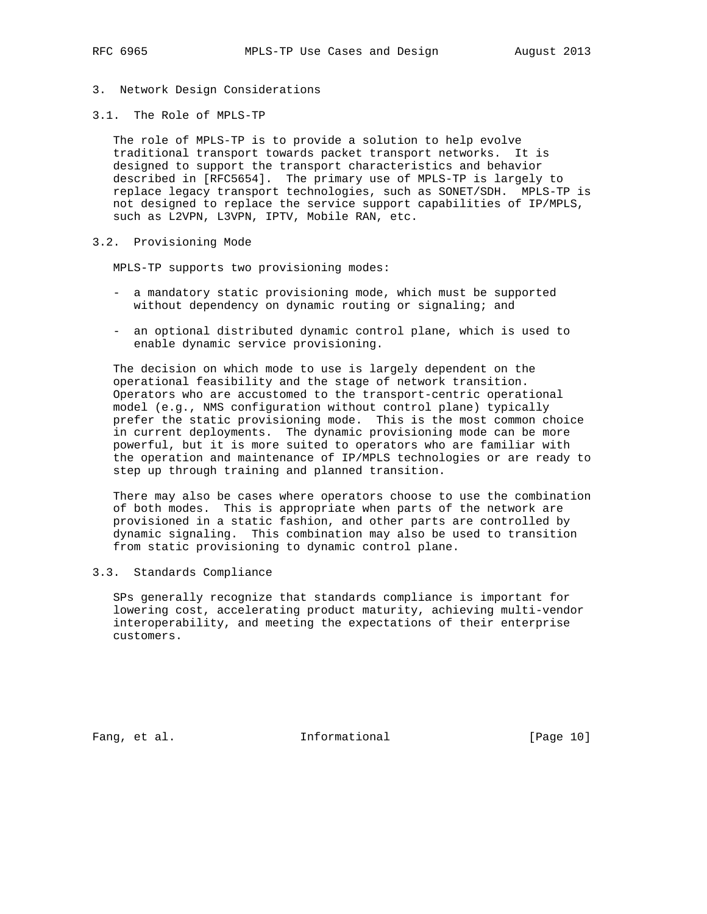# 3. Network Design Considerations

## 3.1. The Role of MPLS-TP

The role of MPLS-TP is to provide a solution to help evolve traditional transport towards packet transport networks. It is designed to support the transport characteristics and behavior described in [RFC5654]. The primary use of MPLS-TP is largely to replace legacy transport technologies, such as SONET/SDH. MPLS-TP is not designed to replace the service support capabilities of IP/MPLS, such as L2VPN, L3VPN, IPTV, Mobile RAN, etc.

## 3.2. Provisioning Mode

MPLS-TP supports two provisioning modes:

- a mandatory static provisioning mode, which must be supported without dependency on dynamic routing or signaling; and
- an optional distributed dynamic control plane, which is used to enable dynamic service provisioning.

The decision on which mode to use is largely dependent on the operational feasibility and the stage of network transition. Operators who are accustomed to the transport-centric operational model (e.g., NMS configuration without control plane) typically prefer the static provisioning mode. This is the most common choice in current deployments. The dynamic provisioning mode can be more powerful, but it is more suited to operators who are familiar with the operation and maintenance of IP/MPLS technologies or are ready to step up through training and planned transition.

There may also be cases where operators choose to use the combination of both modes. This is appropriate when parts of the network are provisioned in a static fashion, and other parts are controlled by dynamic signaling. This combination may also be used to transition from static provisioning to dynamic control plane.

## 3.3. Standards Compliance

SPs generally recognize that standards compliance is important for lowering cost, accelerating product maturity, achieving multi-vendor interoperability, and meeting the expectations of their enterprise customers.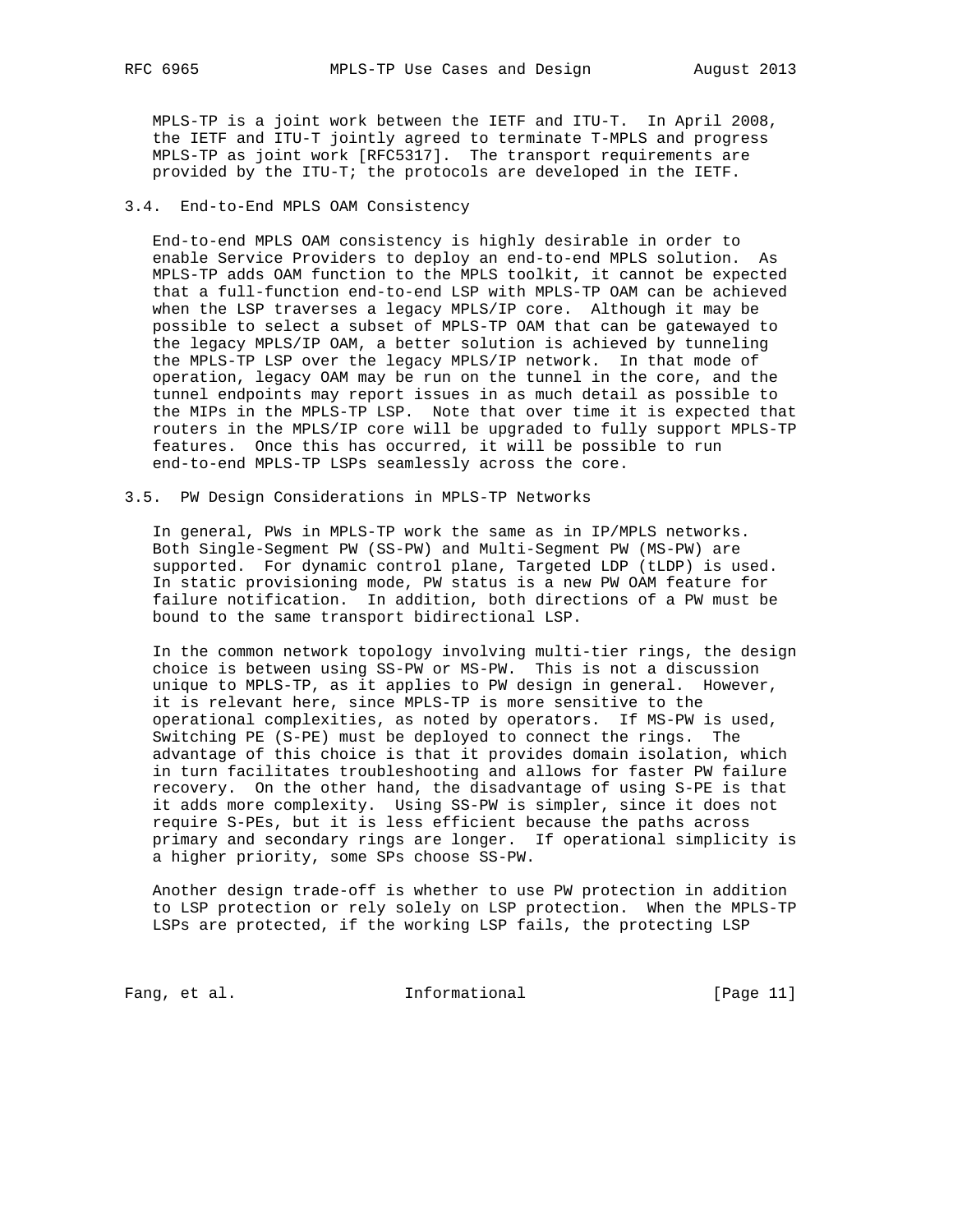MPLS-TP is a joint work between the IETF and ITU-T. In April 2008, the IETF and ITU-T jointly agreed to terminate T-MPLS and progress MPLS-TP as joint work [RFC5317]. The transport requirements are provided by the ITU-T; the protocols are developed in the IETF.

### 3.4. End-to-End MPLS OAM Consistency

End-to-end MPLS OAM consistency is highly desirable in order to enable Service Providers to deploy an end-to-end MPLS solution. As MPLS-TP adds OAM function to the MPLS toolkit, it cannot be expected that a full-function end-to-end LSP with MPLS-TP OAM can be achieved when the LSP traverses a legacy MPLS/IP core. Although it may be possible to select a subset of MPLS-TP OAM that can be gatewayed to the legacy MPLS/IP OAM, a better solution is achieved by tunneling the MPLS-TP LSP over the legacy MPLS/IP network. In that mode of operation, legacy OAM may be run on the tunnel in the core, and the tunnel endpoints may report issues in as much detail as possible to the MIPs in the MPLS-TP LSP. Note that over time it is expected that routers in the MPLS/IP core will be upgraded to fully support MPLS-TP features. Once this has occurred, it will be possible to run end-to-end MPLS-TP LSPs seamlessly across the core.

### 3.5. PW Design Considerations in MPLS-TP Networks

In general, PWs in MPLS-TP work the same as in IP/MPLS networks. Both Single-Segment PW (SS-PW) and Multi-Segment PW (MS-PW) are supported. For dynamic control plane, Targeted LDP (tLDP) is used. In static provisioning mode, PW status is a new PW OAM feature for failure notification. In addition, both directions of a PW must be bound to the same transport bidirectional LSP.

In the common network topology involving multi-tier rings, the design choice is between using SS-PW or MS-PW. This is not a discussion unique to MPLS-TP, as it applies to PW design in general. However, it is relevant here, since MPLS-TP is more sensitive to the operational complexities, as noted by operators. If MS-PW is used, Switching PE (S-PE) must be deployed to connect the rings. The advantage of this choice is that it provides domain isolation, which in turn facilitates troubleshooting and allows for faster PW failure recovery. On the other hand, the disadvantage of using S-PE is that it adds more complexity. Using SS-PW is simpler, since it does not require S-PEs, but it is less efficient because the paths across primary and secondary rings are longer. If operational simplicity is a higher priority, some SPs choose SS-PW.

Another design trade-off is whether to use PW protection in addition to LSP protection or rely solely on LSP protection. When the MPLS-TP LSPs are protected, if the working LSP fails, the protecting LSP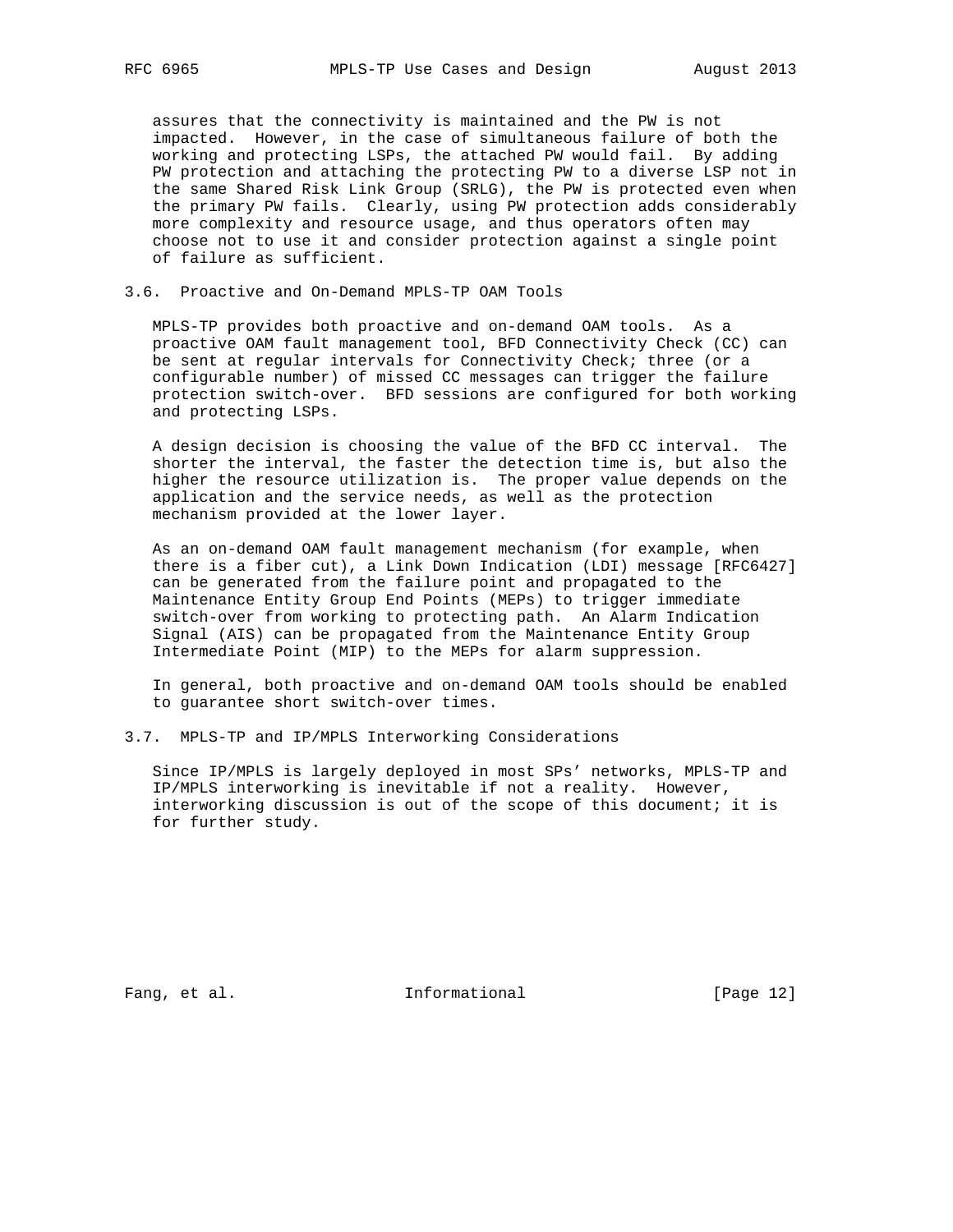assures that the connectivity is maintained and the PW is not impacted. However, in the case of simultaneous failure of both the working and protecting LSPs, the attached PW would fail. By adding PW protection and attaching the protecting PW to a diverse LSP not in the same Shared Risk Link Group (SRLG), the PW is protected even when the primary PW fails. Clearly, using PW protection adds considerably more complexity and resource usage, and thus operators often may choose not to use it and consider protection against a single point of failure as sufficient.

### 3.6. Proactive and On-Demand MPLS-TP OAM Tools

MPLS-TP provides both proactive and on-demand OAM tools. As a proactive OAM fault management tool, BFD Connectivity Check (CC) can be sent at regular intervals for Connectivity Check; three (or a configurable number) of missed CC messages can trigger the failure protection switch-over. BFD sessions are configured for both working and protecting LSPs.

A design decision is choosing the value of the BFD CC interval. The shorter the interval, the faster the detection time is, but also the higher the resource utilization is. The proper value depends on the application and the service needs, as well as the protection mechanism provided at the lower layer.

As an on-demand OAM fault management mechanism (for example, when there is a fiber cut), a Link Down Indication (LDI) message [RFC6427] can be generated from the failure point and propagated to the Maintenance Entity Group End Points (MEPs) to trigger immediate switch-over from working to protecting path. An Alarm Indication Signal (AIS) can be propagated from the Maintenance Entity Group Intermediate Point (MIP) to the MEPs for alarm suppression.

In general, both proactive and on-demand OAM tools should be enabled to guarantee short switch-over times.

### 3.7. MPLS-TP and IP/MPLS Interworking Considerations

Since IP/MPLS is largely deployed in most SPs' networks, MPLS-TP and IP/MPLS interworking is inevitable if not a reality. However, interworking discussion is out of the scope of this document; it is for further study.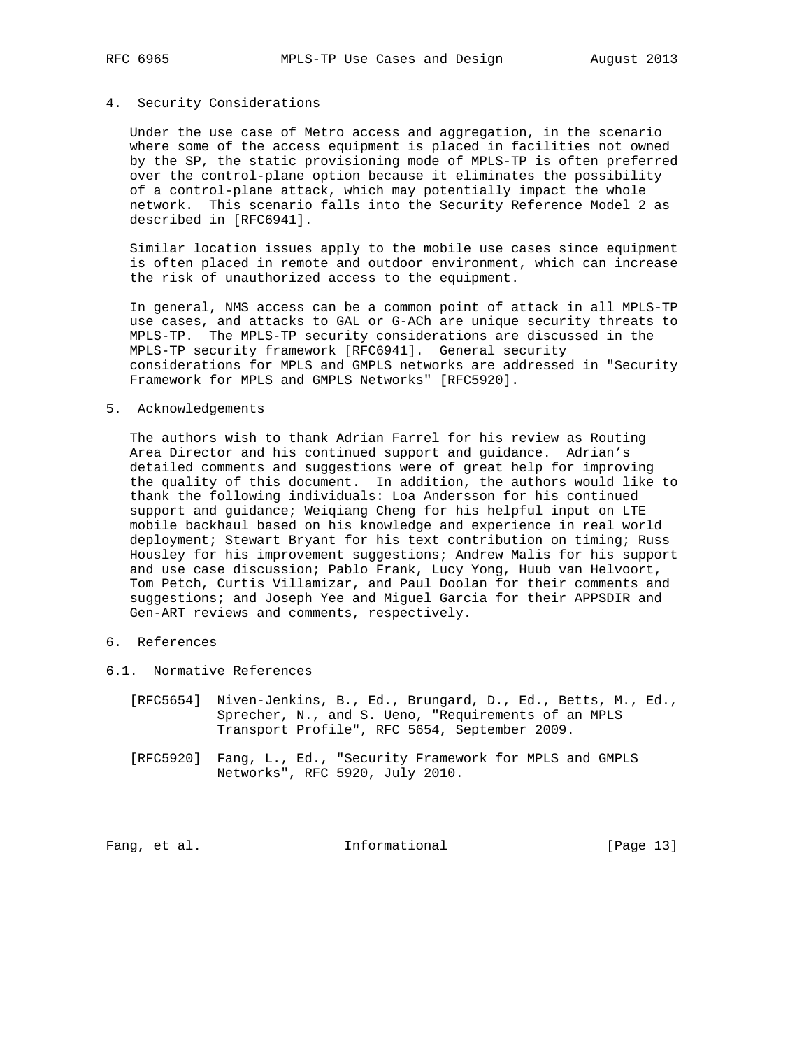## 4. Security Considerations

Under the use case of Metro access and aggregation, in the scenario where some of the access equipment is placed in facilities not owned by the SP, the static provisioning mode of MPLS-TP is often preferred over the control-plane option because it eliminates the possibility of a control-plane attack, which may potentially impact the whole network. This scenario falls into the Security Reference Model 2 as described in [RFC6941].

Similar location issues apply to the mobile use cases since equipment is often placed in remote and outdoor environment, which can increase the risk of unauthorized access to the equipment.

In general, NMS access can be a common point of attack in all MPLS-TP use cases, and attacks to GAL or G-ACh are unique security threats to MPLS-TP. The MPLS-TP security considerations are discussed in the MPLS-TP security framework [RFC6941]. General security considerations for MPLS and GMPLS networks are addressed in "Security Framework for MPLS and GMPLS Networks" [RFC5920].

## 5. Acknowledgements

The authors wish to thank Adrian Farrel for his review as Routing Area Director and his continued support and guidance. Adrian’s detailed comments and suggestions were of great help for improving the quality of this document. In addition, the authors would like to thank the following individuals: Loa Andersson for his continued support and guidance; Weiqiang Cheng for his helpful input on LTE mobile backhaul based on his knowledge and experience in real world deployment; Stewart Bryant for his text contribution on timing; Russ Housley for his improvement suggestions; Andrew Malis for his support and use case discussion; Pablo Frank, Lucy Yong, Huub van Helvoort, Tom Petch, Curtis Villamizar, and Paul Doolan for their comments and suggestions; and Joseph Yee and Miguel Garcia for their APPSDIR and Gen-ART reviews and comments, respectively.

## 6. References

### 6.1. Normative References

[RFC5654] Niven-Jenkins, B., Ed., Brungard, D., Ed., Betts, M., Ed., Sprecher, N., and S. Ueno, "Requirements of an MPLS Transport Profile", RFC 5654, September 2009.

[RFC5920] Fang, L., Ed., "Security Framework for MPLS and GMPLS Networks", RFC 5920, July 2010.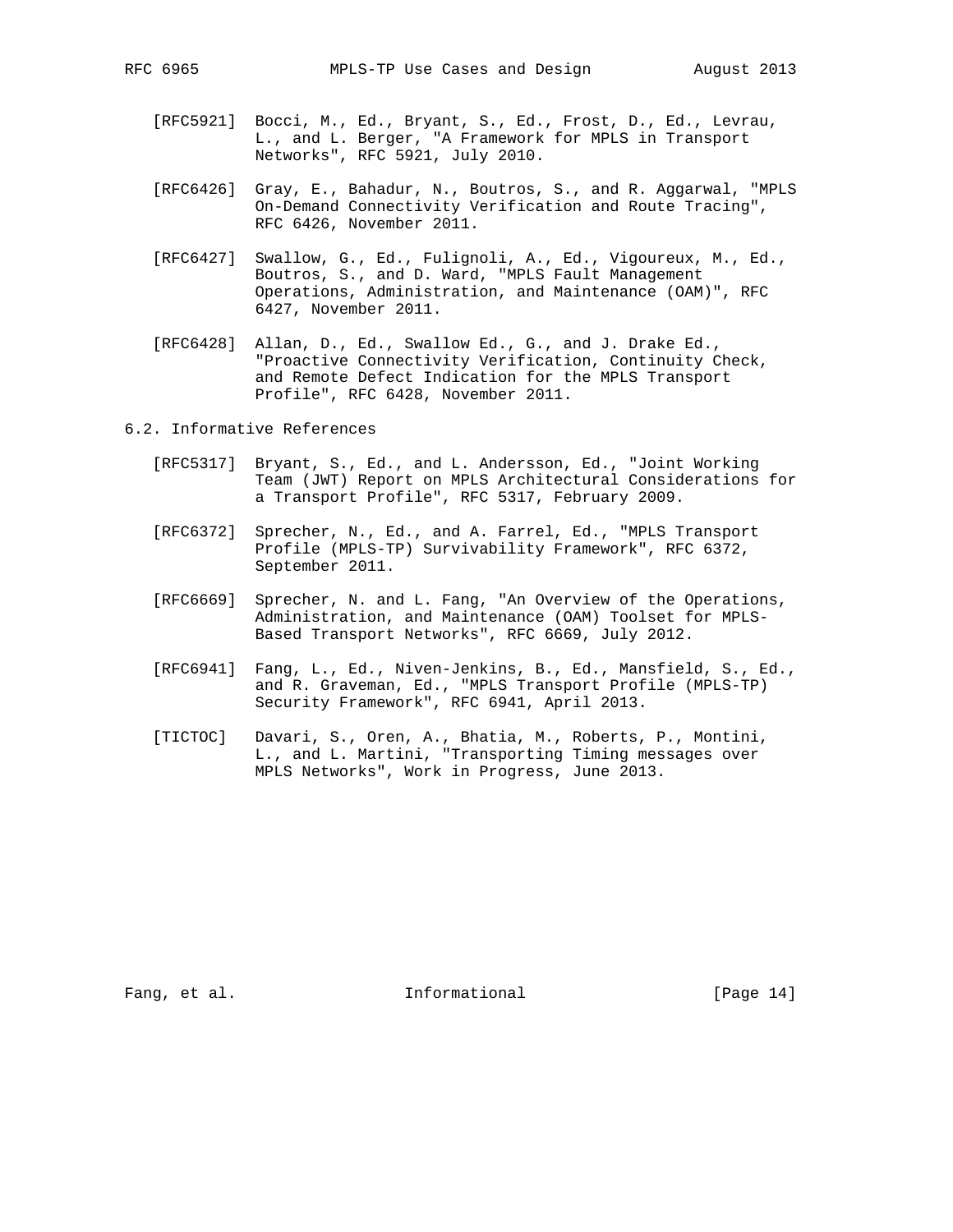[RFC5921] Bocci, M., Ed., Bryant, S., Ed., Frost, D., Ed., Levrau, L., and L. Berger, "A Framework for MPLS in Transport Networks", RFC 5921, July 2010.

[RFC6426] Gray, E., Bahadur, N., Boutros, S., and R. Aggarwal, "MPLS On-Demand Connectivity Verification and Route Tracing", RFC 6426, November 2011.

[RFC6427] Swallow, G., Ed., Fulignoli, A., Ed., Vigoureux, M., Ed., Boutros, S., and D. Ward, "MPLS Fault Management Operations, Administration, and Maintenance (OAM)", RFC 6427, November 2011.

[RFC6428] Allan, D., Ed., Swallow Ed., G., and J. Drake Ed., "Proactive Connectivity Verification, Continuity Check, and Remote Defect Indication for the MPLS Transport Profile", RFC 6428, November 2011.

## 6.2. Informative References

[RFC5317] Bryant, S., Ed., and L. Andersson, Ed., "Joint Working Team (JWT) Report on MPLS Architectural Considerations for a Transport Profile", RFC 5317, February 2009.

[RFC6372] Sprecher, N., Ed., and A. Farrel, Ed., "MPLS Transport Profile (MPLS-TP) Survivability Framework", RFC 6372, September 2011.

[RFC6669] Sprecher, N. and L. Fang, "An Overview of the Operations, Administration, and Maintenance (OAM) Toolset for MPLS-Based Transport Networks", RFC 6669, July 2012.

[RFC6941] Fang, L., Ed., Niven-Jenkins, B., Ed., Mansfield, S., Ed., and R. Graveman, Ed., "MPLS Transport Profile (MPLS-TP) Security Framework", RFC 6941, April 2013.

[TICTOC] Davari, S., Oren, A., Bhatia, M., Roberts, P., Montini, L., and L. Martini, "Transporting Timing messages over MPLS Networks", Work in Progress, June 2013.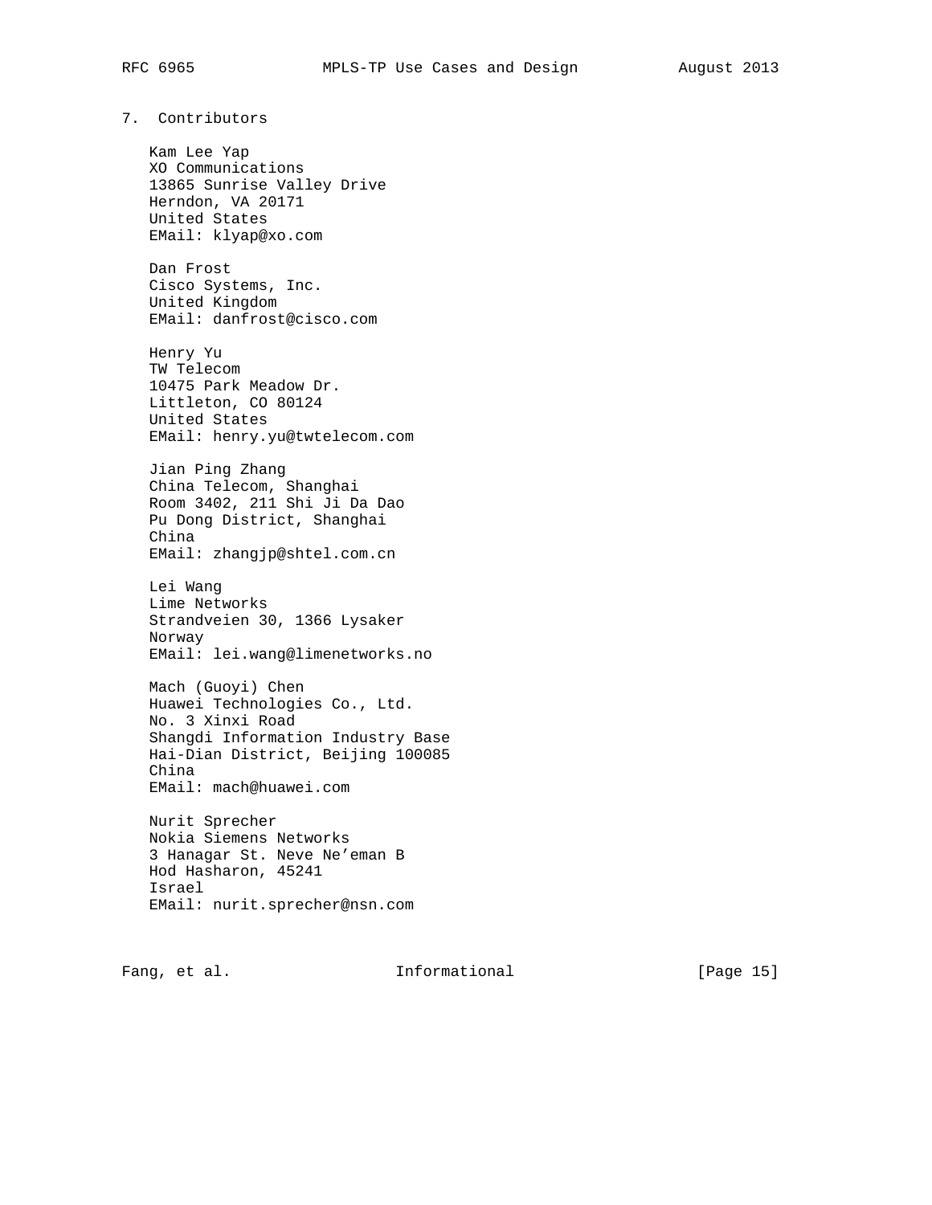## 7. Contributors

Kam Lee Yap
XO Communications
13865 Sunrise Valley Drive
Herndon, VA 20171
United States
EMail: klyap@xo.com

Dan Frost
Cisco Systems, Inc.
United Kingdom
EMail: danfrost@cisco.com

Henry Yu
TW Telecom
10475 Park Meadow Dr.
Littleton, CO 80124
United States
EMail: henry.yu@twtelecom.com

Jian Ping Zhang
China Telecom, Shanghai
Room 3402, 211 Shi Ji Da Dao
Pu Dong District, Shanghai
China
EMail: zhangjp@shtel.com.cn

Lei Wang
Lime Networks
Strandveien 30, 1366 Lysaker
Norway
EMail: lei.wang@limenetworks.no

Mach (Guoyi) Chen
Huawei Technologies Co., Ltd.
No. 3 Xinxi Road
Shangdi Information Industry Base
Hai-Dian District, Beijing 100085
China
EMail: mach@huawei.com

Nurit Sprecher
Nokia Siemens Networks
3 Hanagar St. Neve Ne’eman B
Hod Hasharon, 45241
Israel
EMail: nurit.sprecher@nsn.com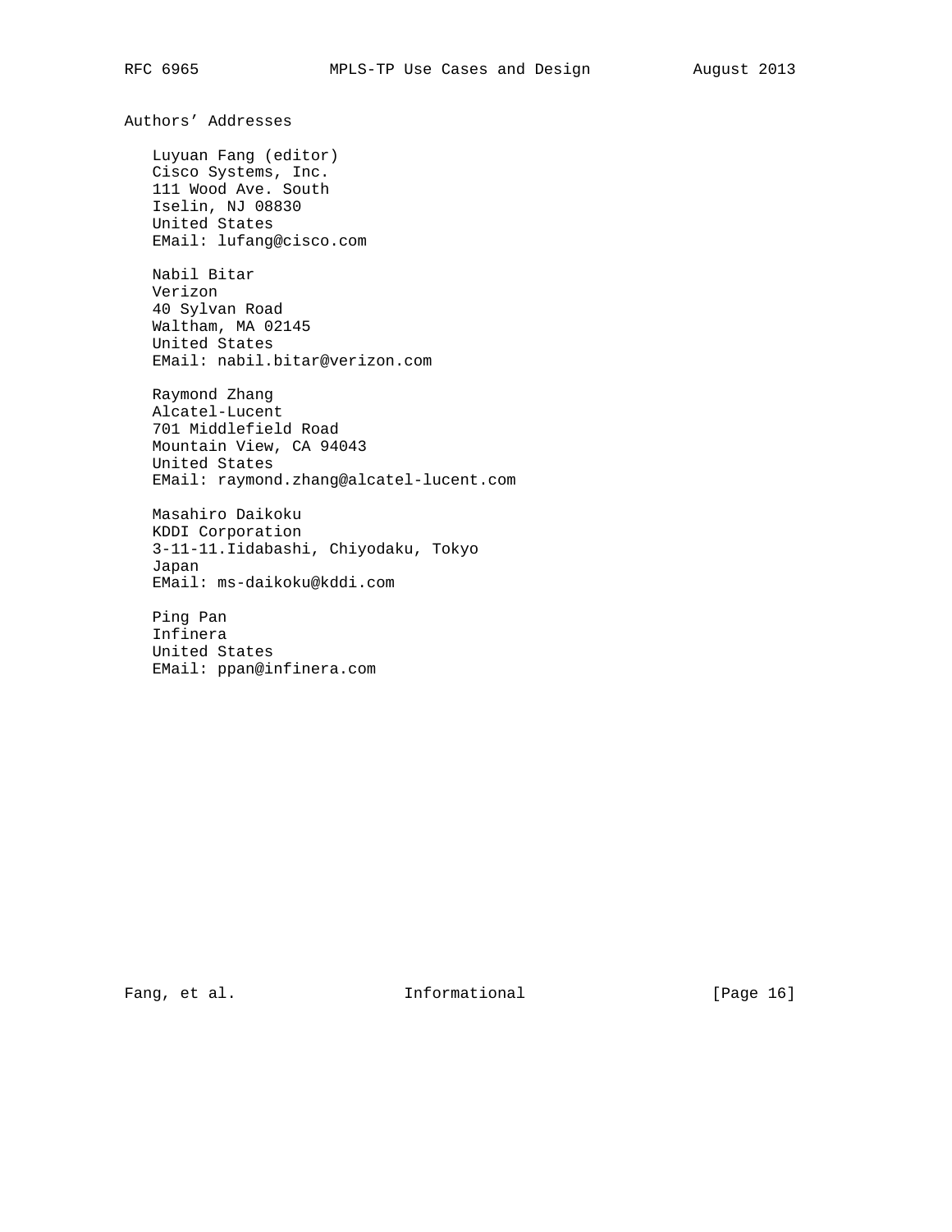## Authors' Addresses

Luyuan Fang (editor)
Cisco Systems, Inc.
111 Wood Ave. South
Iselin, NJ 08830
United States
EMail: lufang@cisco.com

Nabil Bitar
Verizon
40 Sylvan Road
Waltham, MA 02145
United States
EMail: nabil.bitar@verizon.com

Raymond Zhang
Alcatel-Lucent
701 Middlefield Road
Mountain View, CA 94043
United States
EMail: raymond.zhang@alcatel-lucent.com

Masahiro Daikoku
KDDI Corporation
3-11-11.Iidabashi, Chiyodaku, Tokyo
Japan
EMail: ms-daikoku@kddi.com

Ping Pan
Infinera
United States
EMail: ppan@infinera.com